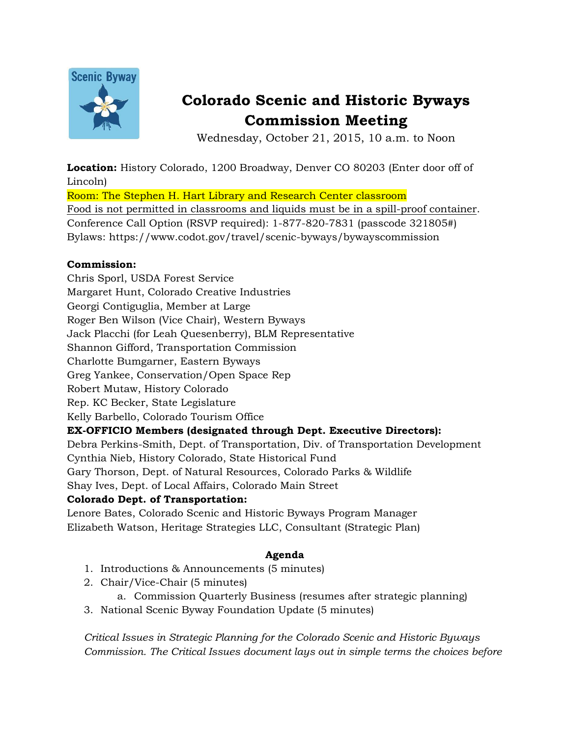# Colorado Scenic and Historic Byways Commission Meeting

Wednesday, October 21, 2015, 10 a.m. to Noon

**Location:** History Colorado, 1200 Broadway, Denver CO 80203 (Enter door off of Lincoln)
Room: The Stephen H. Hart Library and Research Center classroom
Food is not permitted in classrooms and liquids must be in a spill-proof container.
Conference Call Option (RSVP required): 1-877-820-7831 (passcode 321805#)
Bylaws: https://www.codot.gov/travel/scenic-byways/bywayscommission

**Commission:**
Chris Sporl, USDA Forest Service
Margaret Hunt, Colorado Creative Industries
Georgi Contiguglia, Member at Large
Roger Ben Wilson (Vice Chair), Western Byways
Jack Placchi (for Leah Quesenberry), BLM Representative
Shannon Gifford, Transportation Commission
Charlotte Bumgarner, Eastern Byways
Greg Yankee, Conservation/Open Space Rep
Robert Mutaw, History Colorado
Rep. KC Becker, State Legislature
Kelly Barbello, Colorado Tourism Office
**EX-OFFICIO Members (designated through Dept. Executive Directors):**
Debra Perkins-Smith, Dept. of Transportation, Div. of Transportation Development
Cynthia Nieb, History Colorado, State Historical Fund
Gary Thorson, Dept. of Natural Resources, Colorado Parks & Wildlife
Shay Ives, Dept. of Local Affairs, Colorado Main Street
**Colorado Dept. of Transportation:**
Lenore Bates, Colorado Scenic and Historic Byways Program Manager
Elizabeth Watson, Heritage Strategies LLC, Consultant (Strategic Plan)

**Agenda**

1. Introductions & Announcements (5 minutes)
2. Chair/Vice-Chair (5 minutes)
   a. Commission Quarterly Business (resumes after strategic planning)
3. National Scenic Byway Foundation Update (5 minutes)

*Critical Issues in Strategic Planning for the Colorado Scenic and Historic Byways Commission. The Critical Issues document lays out in simple terms the choices before*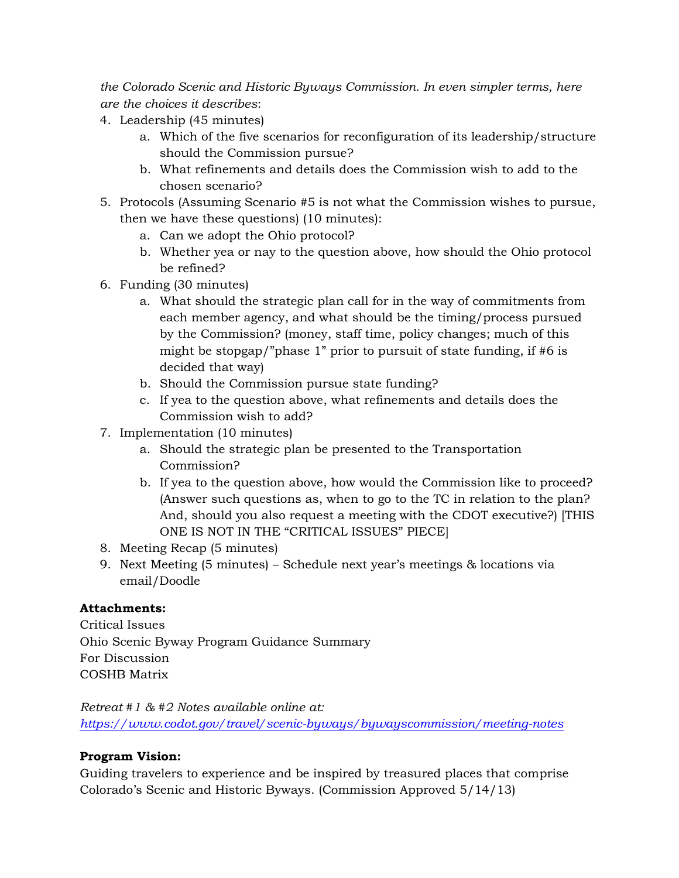*the Colorado Scenic and Historic Byways Commission. In even simpler terms, here are the choices it describes*:

4. Leadership (45 minutes)
    a. Which of the five scenarios for reconfiguration of its leadership/structure should the Commission pursue?
    b. What refinements and details does the Commission wish to add to the chosen scenario?
5. Protocols (Assuming Scenario #5 is not what the Commission wishes to pursue, then we have these questions) (10 minutes):
    a. Can we adopt the Ohio protocol?
    b. Whether yea or nay to the question above, how should the Ohio protocol be refined?
6. Funding (30 minutes)
    a. What should the strategic plan call for in the way of commitments from each member agency, and what should be the timing/process pursued by the Commission? (money, staff time, policy changes; much of this might be stopgap/"phase 1" prior to pursuit of state funding, if #6 is decided that way)
    b. Should the Commission pursue state funding?
    c. If yea to the question above, what refinements and details does the Commission wish to add?
7. Implementation (10 minutes)
    a. Should the strategic plan be presented to the Transportation Commission?
    b. If yea to the question above, how would the Commission like to proceed? (Answer such questions as, when to go to the TC in relation to the plan? And, should you also request a meeting with the CDOT executive?) [THIS ONE IS NOT IN THE "CRITICAL ISSUES" PIECE]
8. Meeting Recap (5 minutes)
9. Next Meeting (5 minutes) – Schedule next year's meetings & locations via email/Doodle

**Attachments:**
Critical Issues
Ohio Scenic Byway Program Guidance Summary
For Discussion
COSHB Matrix

*Retreat #1 & #2 Notes available online at:*
*https://www.codot.gov/travel/scenic-byways/bywayscommission/meeting-notes*

**Program Vision:**
Guiding travelers to experience and be inspired by treasured places that comprise Colorado's Scenic and Historic Byways. (Commission Approved 5/14/13)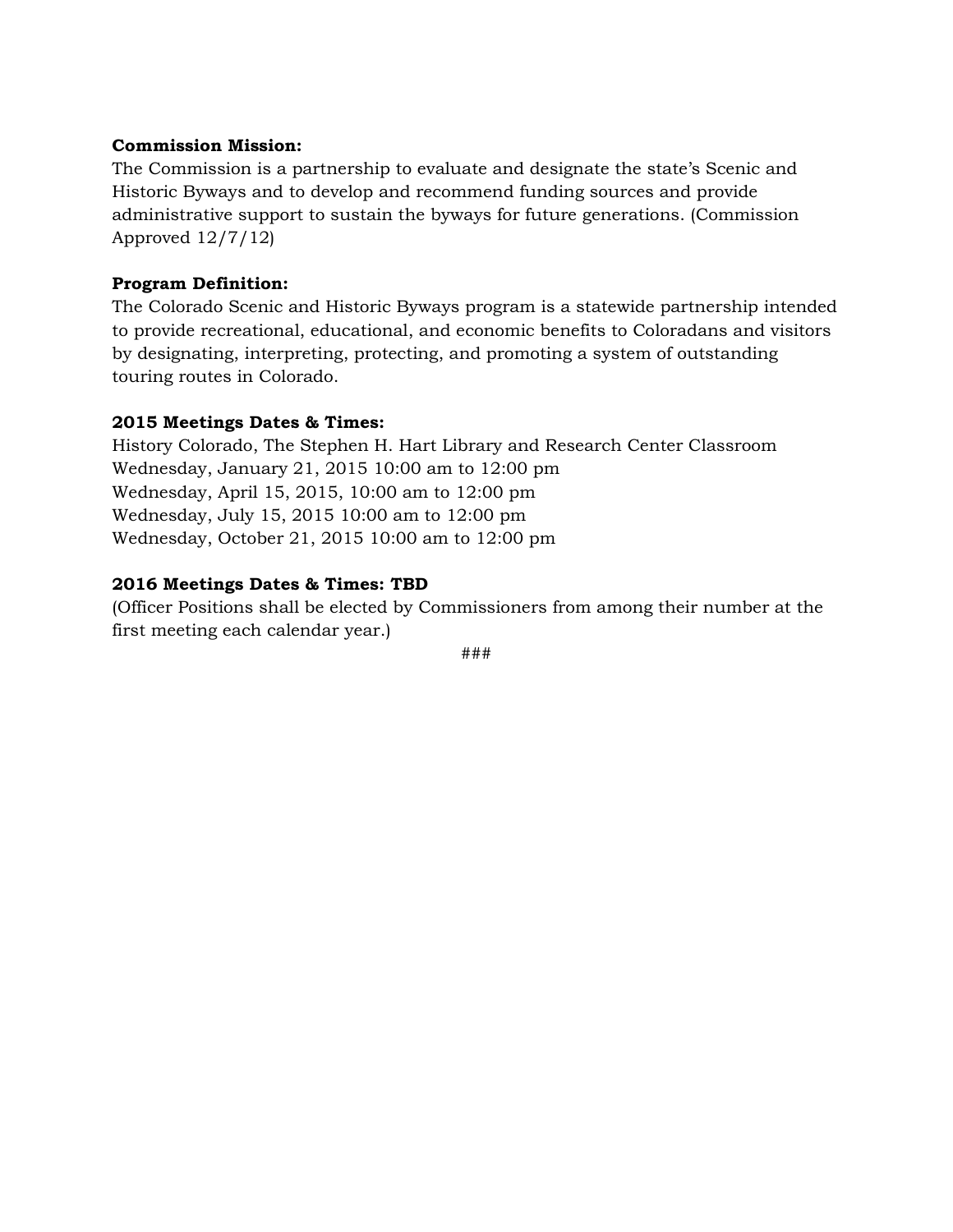**Commission Mission:**
The Commission is a partnership to evaluate and designate the state's Scenic and Historic Byways and to develop and recommend funding sources and provide administrative support to sustain the byways for future generations. (Commission Approved 12/7/12)

**Program Definition:**
The Colorado Scenic and Historic Byways program is a statewide partnership intended to provide recreational, educational, and economic benefits to Coloradans and visitors by designating, interpreting, protecting, and promoting a system of outstanding touring routes in Colorado.

**2015 Meetings Dates & Times:**
History Colorado, The Stephen H. Hart Library and Research Center Classroom
Wednesday, January 21, 2015 10:00 am to 12:00 pm
Wednesday, April 15, 2015, 10:00 am to 12:00 pm
Wednesday, July 15, 2015 10:00 am to 12:00 pm
Wednesday, October 21, 2015 10:00 am to 12:00 pm

**2016 Meetings Dates & Times: TBD**
(Officer Positions shall be elected by Commissioners from among their number at the first meeting each calendar year.)

###